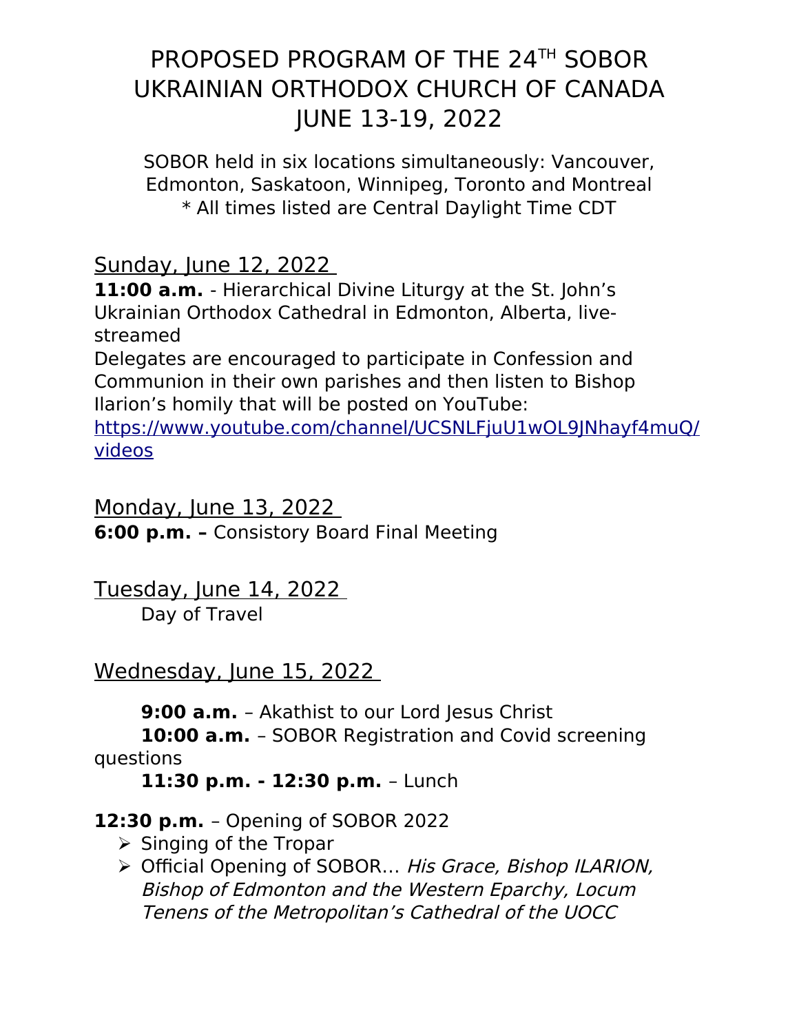# PROPOSED PROGRAM OF THE 24TH SOBOR UKRAINIAN ORTHODOX CHURCH OF CANADA JUNE 13-19, 2022

SOBOR held in six locations simultaneously: Vancouver, Edmonton, Saskatoon, Winnipeg, Toronto and Montreal
* All times listed are Central Daylight Time CDT

## Sunday, June 12, 2022

**11:00 a.m.** - Hierarchical Divine Liturgy at the St. John's Ukrainian Orthodox Cathedral in Edmonton, Alberta, live-streamed

Delegates are encouraged to participate in Confession and Communion in their own parishes and then listen to Bishop Ilarion's homily that will be posted on YouTube:
https://www.youtube.com/channel/UCSNLFjuU1wOL9JNhayf4muQ/videos

## Monday, June 13, 2022

**6:00 p.m. –** Consistory Board Final Meeting

## Tuesday, June 14, 2022

Day of Travel

## Wednesday, June 15, 2022

**9:00 a.m.** – Akathist to our Lord Jesus Christ

**10:00 a.m.** – SOBOR Registration and Covid screening questions

**11:30 p.m. - 12:30 p.m.** – Lunch

**12:30 p.m.** – Opening of SOBOR 2022

- Singing of the Tropar
- Official Opening of SOBOR… *His Grace, Bishop ILARION, Bishop of Edmonton and the Western Eparchy, Locum Tenens of the Metropolitan's Cathedral of the UOCC*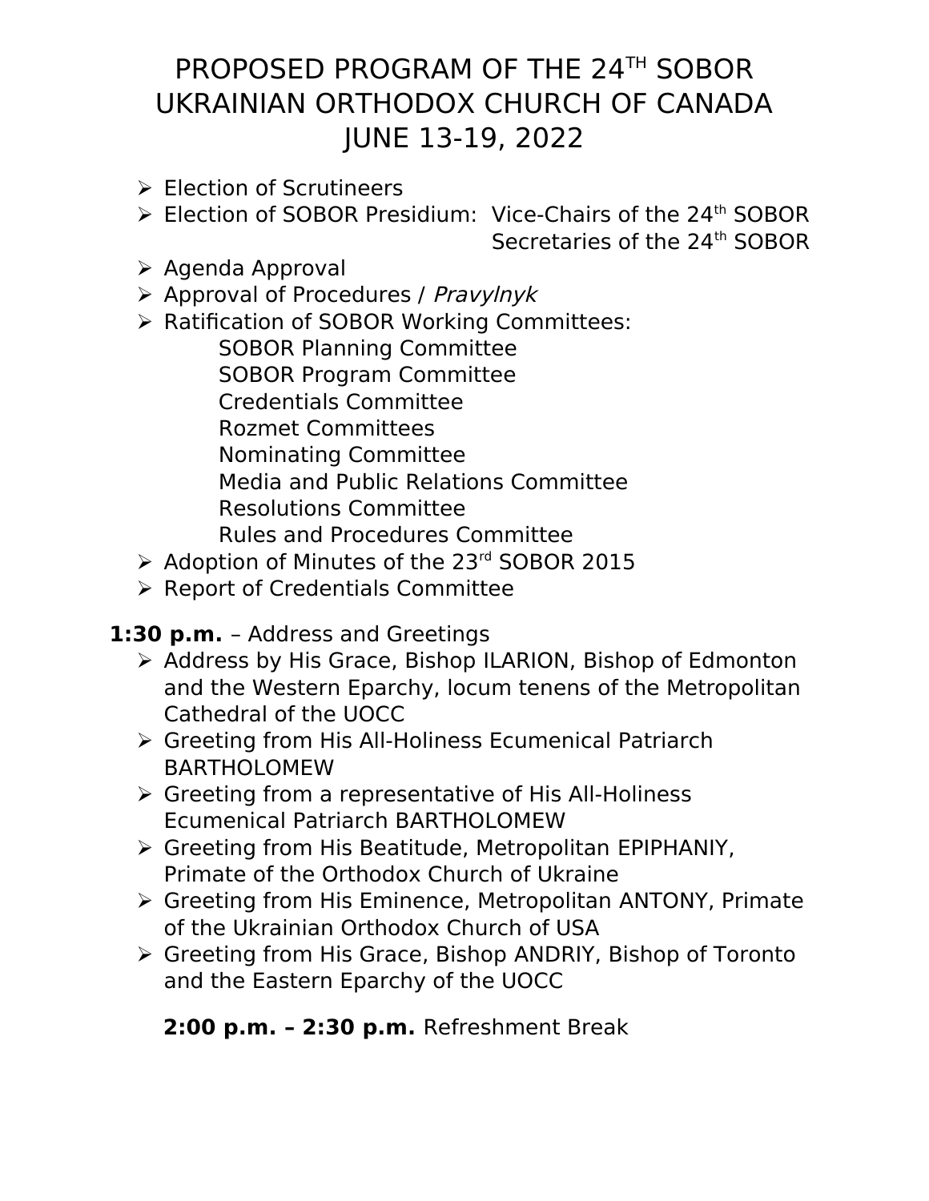# PROPOSED PROGRAM OF THE 24TH SOBOR UKRAINIAN ORTHODOX CHURCH OF CANADA JUNE 13-19, 2022

- Election of Scrutineers
- Election of SOBOR Presidium: Vice-Chairs of the 24th SOBOR
  Secretaries of the 24th SOBOR
- Agenda Approval
- Approval of Procedures / *Pravylnyk*
- Ratification of SOBOR Working Committees:
  - SOBOR Planning Committee
  - SOBOR Program Committee
  - Credentials Committee
  - Rozmet Committees
  - Nominating Committee
  - Media and Public Relations Committee
  - Resolutions Committee
  - Rules and Procedures Committee
- Adoption of Minutes of the 23rd SOBOR 2015
- Report of Credentials Committee

**1:30 p.m.** – Address and Greetings

- Address by His Grace, Bishop ILARION, Bishop of Edmonton and the Western Eparchy, locum tenens of the Metropolitan Cathedral of the UOCC
- Greeting from His All-Holiness Ecumenical Patriarch BARTHOLOMEW
- Greeting from a representative of His All-Holiness Ecumenical Patriarch BARTHOLOMEW
- Greeting from His Beatitude, Metropolitan EPIPHANIY, Primate of the Orthodox Church of Ukraine
- Greeting from His Eminence, Metropolitan ANTONY, Primate of the Ukrainian Orthodox Church of USA
- Greeting from His Grace, Bishop ANDRIY, Bishop of Toronto and the Eastern Eparchy of the UOCC

**2:00 p.m. – 2:30 p.m.** Refreshment Break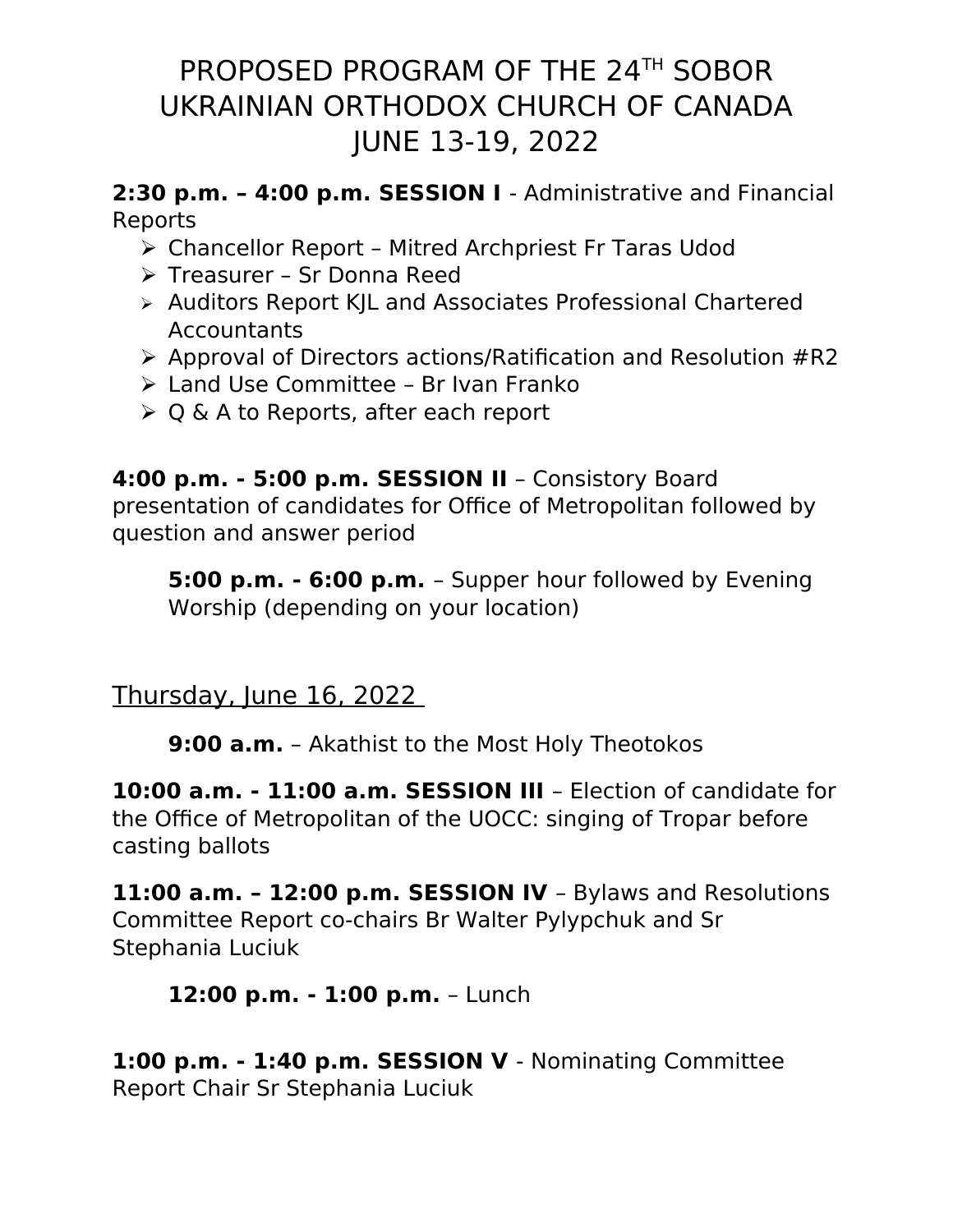# PROPOSED PROGRAM OF THE 24TH SOBOR UKRAINIAN ORTHODOX CHURCH OF CANADA JUNE 13-19, 2022

**2:30 p.m. – 4:00 p.m. SESSION I** - Administrative and Financial Reports

- Chancellor Report – Mitred Archpriest Fr Taras Udod
- Treasurer – Sr Donna Reed
- Auditors Report KJL and Associates Professional Chartered Accountants
- Approval of Directors actions/Ratification and Resolution #R2
- Land Use Committee – Br Ivan Franko
- Q & A to Reports, after each report

**4:00 p.m. - 5:00 p.m. SESSION II** – Consistory Board presentation of candidates for Office of Metropolitan followed by question and answer period

**5:00 p.m. - 6:00 p.m.** – Supper hour followed by Evening Worship (depending on your location)

## Thursday, June 16, 2022

**9:00 a.m.** – Akathist to the Most Holy Theotokos

**10:00 a.m. - 11:00 a.m. SESSION III** – Election of candidate for the Office of Metropolitan of the UOCC: singing of Tropar before casting ballots

**11:00 a.m. – 12:00 p.m. SESSION IV** – Bylaws and Resolutions Committee Report co-chairs Br Walter Pylypchuk and Sr Stephania Luciuk

**12:00 p.m. - 1:00 p.m.** – Lunch

**1:00 p.m. - 1:40 p.m. SESSION V** - Nominating Committee Report Chair Sr Stephania Luciuk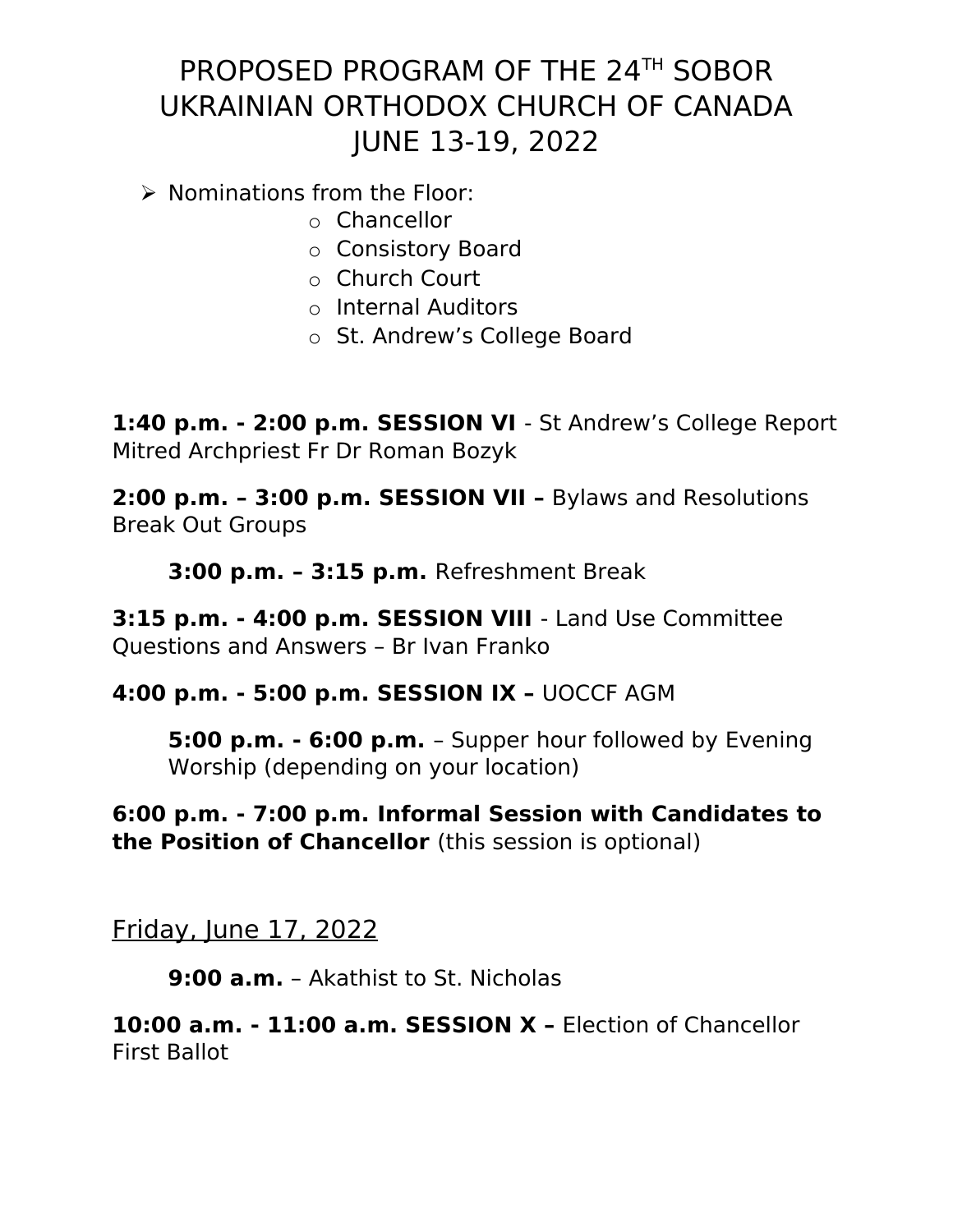# PROPOSED PROGRAM OF THE 24TH SOBOR UKRAINIAN ORTHODOX CHURCH OF CANADA JUNE 13-19, 2022

- Nominations from the Floor:
  - Chancellor
  - Consistory Board
  - Church Court
  - Internal Auditors
  - St. Andrew's College Board

**1:40 p.m. - 2:00 p.m. SESSION VI** - St Andrew's College Report Mitred Archpriest Fr Dr Roman Bozyk

**2:00 p.m. – 3:00 p.m. SESSION VII –** Bylaws and Resolutions Break Out Groups

**3:00 p.m. – 3:15 p.m.** Refreshment Break

**3:15 p.m. - 4:00 p.m. SESSION VIII** - Land Use Committee Questions and Answers – Br Ivan Franko

**4:00 p.m. - 5:00 p.m. SESSION IX –** UOCCF AGM

**5:00 p.m. - 6:00 p.m.** – Supper hour followed by Evening Worship (depending on your location)

**6:00 p.m. - 7:00 p.m. Informal Session with Candidates to the Position of Chancellor** (this session is optional)

## Friday, June 17, 2022

**9:00 a.m.** – Akathist to St. Nicholas

**10:00 a.m. - 11:00 a.m. SESSION X –** Election of Chancellor First Ballot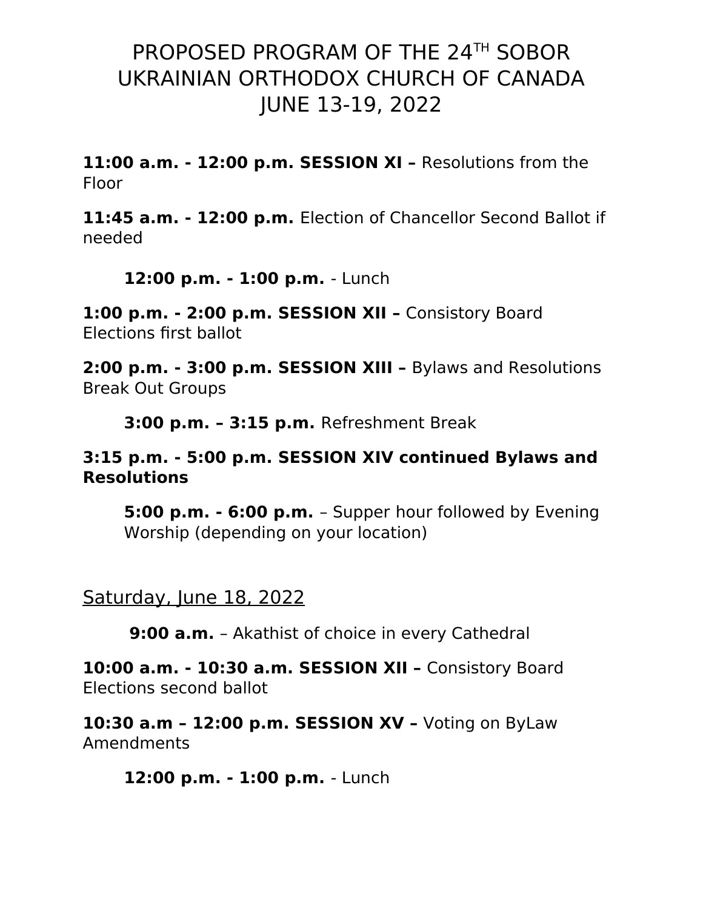# PROPOSED PROGRAM OF THE 24TH SOBOR UKRAINIAN ORTHODOX CHURCH OF CANADA JUNE 13-19, 2022

**11:00 a.m. - 12:00 p.m. SESSION XI –** Resolutions from the Floor

**11:45 a.m. - 12:00 p.m.** Election of Chancellor Second Ballot if needed

**12:00 p.m. - 1:00 p.m.** - Lunch

**1:00 p.m. - 2:00 p.m. SESSION XII –** Consistory Board Elections first ballot

**2:00 p.m. - 3:00 p.m. SESSION XIII –** Bylaws and Resolutions Break Out Groups

**3:00 p.m. – 3:15 p.m.** Refreshment Break

**3:15 p.m. - 5:00 p.m. SESSION XIV continued Bylaws and Resolutions**

**5:00 p.m. - 6:00 p.m.** – Supper hour followed by Evening Worship (depending on your location)

## Saturday, June 18, 2022

**9:00 a.m.** – Akathist of choice in every Cathedral

**10:00 a.m. - 10:30 a.m. SESSION XII –** Consistory Board Elections second ballot

**10:30 a.m – 12:00 p.m. SESSION XV –** Voting on ByLaw Amendments

**12:00 p.m. - 1:00 p.m.** - Lunch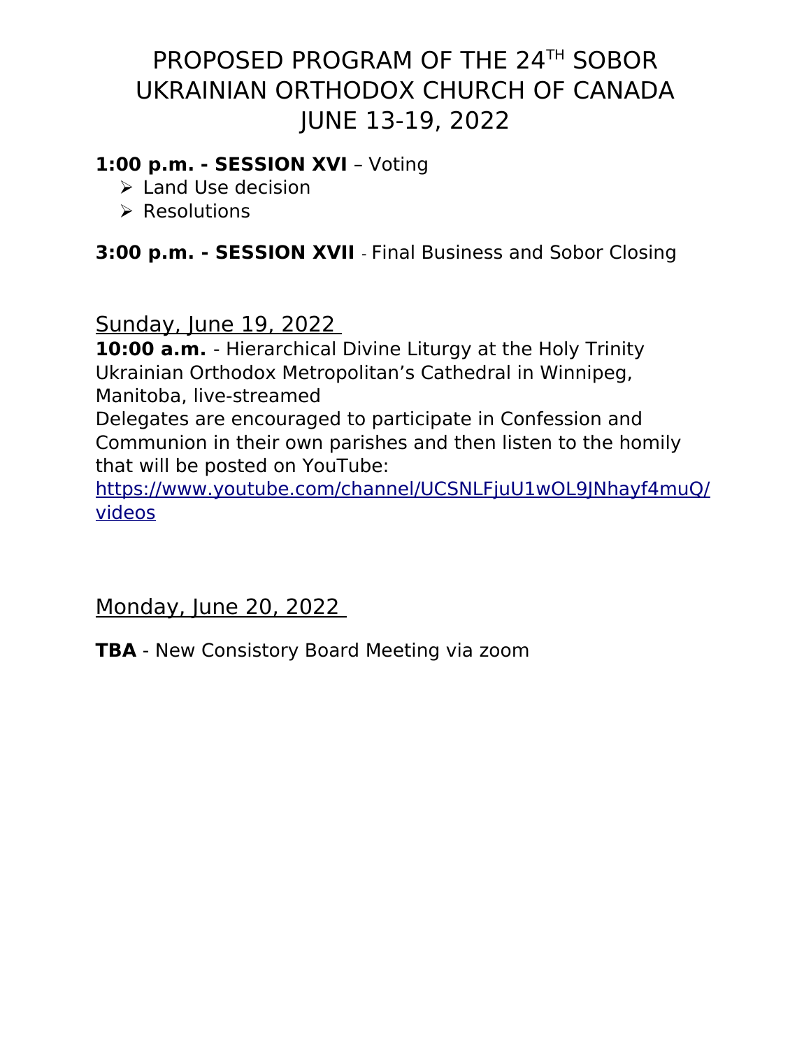# PROPOSED PROGRAM OF THE 24TH SOBOR UKRAINIAN ORTHODOX CHURCH OF CANADA JUNE 13-19, 2022

**1:00 p.m. - SESSION XVI** – Voting

- Land Use decision
- Resolutions

**3:00 p.m. - SESSION XVII** - Final Business and Sobor Closing

## Sunday, June 19, 2022

**10:00 a.m.** - Hierarchical Divine Liturgy at the Holy Trinity Ukrainian Orthodox Metropolitan's Cathedral in Winnipeg, Manitoba, live-streamed

Delegates are encouraged to participate in Confession and Communion in their own parishes and then listen to the homily that will be posted on YouTube:
https://www.youtube.com/channel/UCSNLFjuU1wOL9JNhayf4muQ/videos

## Monday, June 20, 2022

**TBA** - New Consistory Board Meeting via zoom